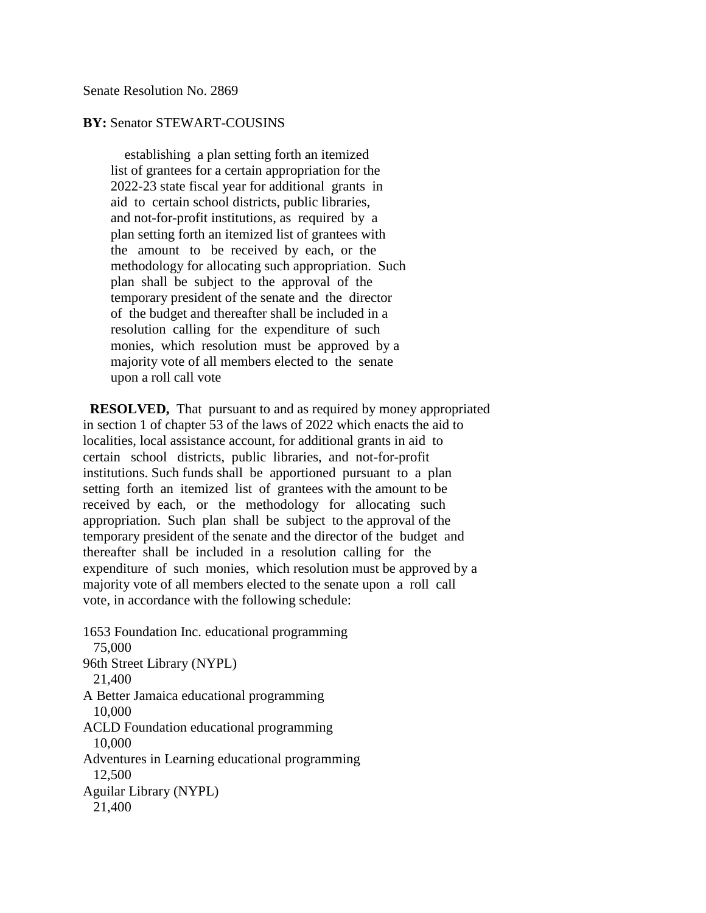Senate Resolution No. 2869

**BY:** Senator STEWART-COUSINS

establishing a plan setting forth an itemized list of grantees for a certain appropriation for the 2022-23 state fiscal year for additional grants in aid to certain school districts, public libraries, and not-for-profit institutions, as required by a plan setting forth an itemized list of grantees with the amount to be received by each, or the methodology for allocating such appropriation. Such plan shall be subject to the approval of the temporary president of the senate and the director of the budget and thereafter shall be included in a resolution calling for the expenditure of such monies, which resolution must be approved by a majority vote of all members elected to the senate upon a roll call vote

**RESOLVED,** That pursuant to and as required by money appropriated in section 1 of chapter 53 of the laws of 2022 which enacts the aid to localities, local assistance account, for additional grants in aid to certain school districts, public libraries, and not-for-profit institutions. Such funds shall be apportioned pursuant to a plan setting forth an itemized list of grantees with the amount to be received by each, or the methodology for allocating such appropriation. Such plan shall be subject to the approval of the temporary president of the senate and the director of the budget and thereafter shall be included in a resolution calling for the expenditure of such monies, which resolution must be approved by a majority vote of all members elected to the senate upon a roll call vote, in accordance with the following schedule:

1653 Foundation Inc. educational programming
75,000
96th Street Library (NYPL)
21,400
A Better Jamaica educational programming
10,000
ACLD Foundation educational programming
10,000
Adventures in Learning educational programming
12,500
Aguilar Library (NYPL)
21,400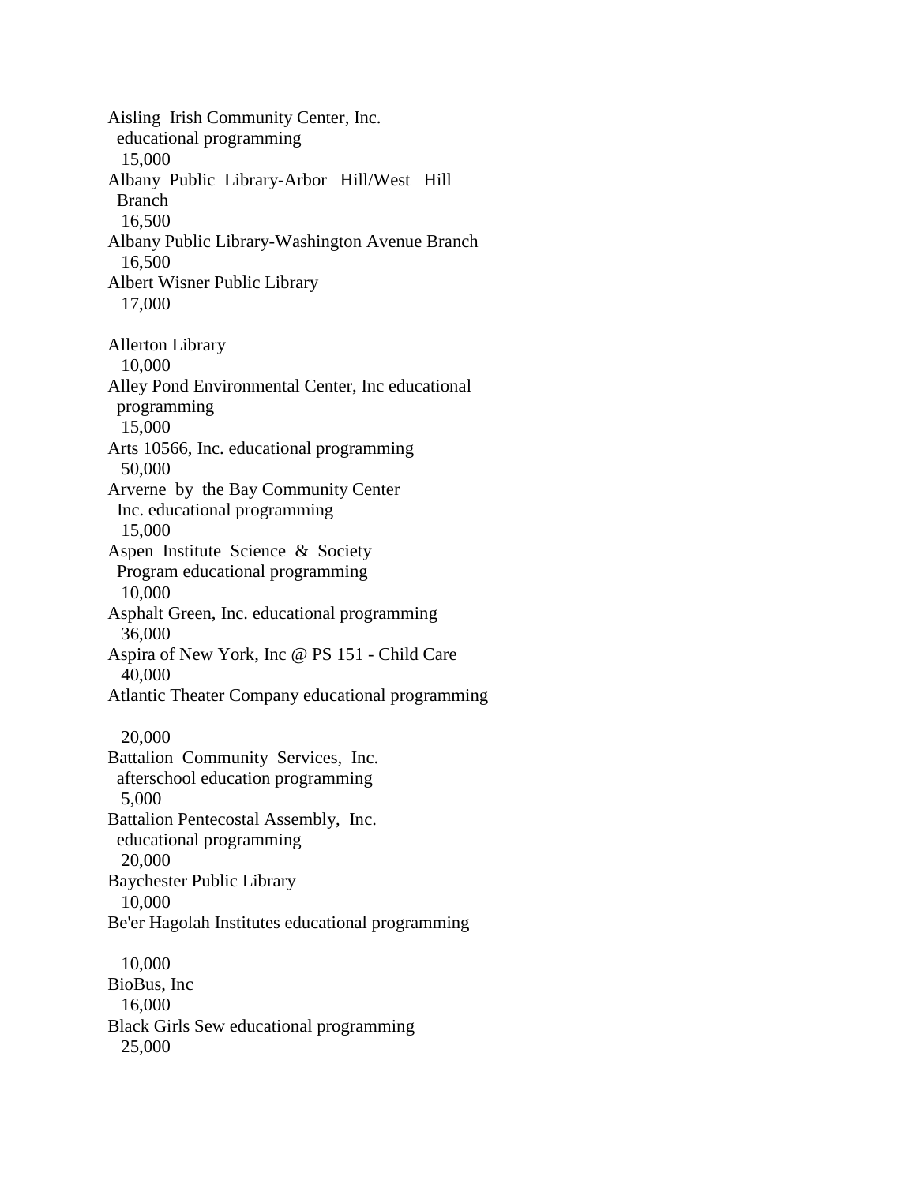Aisling Irish Community Center, Inc.
educational programming
15,000

Albany Public Library-Arbor Hill/West Hill
Branch
16,500

Albany Public Library-Washington Avenue Branch
16,500

Albert Wisner Public Library
17,000

Allerton Library
10,000

Alley Pond Environmental Center, Inc educational
programming
15,000

Arts 10566, Inc. educational programming
50,000

Arverne by the Bay Community Center
Inc. educational programming
15,000

Aspen Institute Science & Society
Program educational programming
10,000

Asphalt Green, Inc. educational programming
36,000

Aspira of New York, Inc @ PS 151 - Child Care
40,000

Atlantic Theater Company educational programming

20,000

Battalion Community Services, Inc.
afterschool education programming
5,000

Battalion Pentecostal Assembly, Inc.
educational programming
20,000

Baychester Public Library
10,000

Be'er Hagolah Institutes educational programming

10,000

BioBus, Inc
16,000

Black Girls Sew educational programming
25,000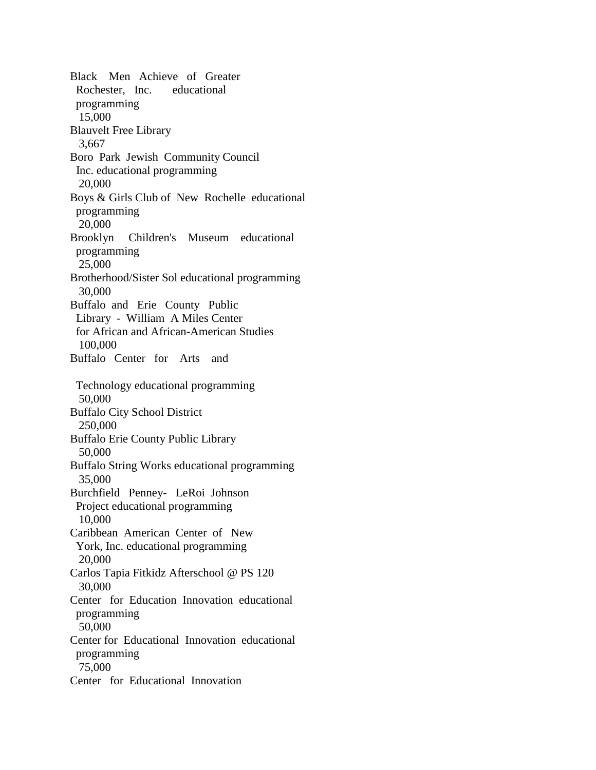Black Men Achieve of Greater Rochester, Inc. educational programming
15,000

Blauvelt Free Library
3,667

Boro Park Jewish Community Council Inc. educational programming
20,000

Boys & Girls Club of New Rochelle educational programming
20,000

Brooklyn Children's Museum educational programming
25,000

Brotherhood/Sister Sol educational programming
30,000

Buffalo and Erie County Public Library - William A Miles Center for African and African-American Studies
100,000

Buffalo Center for Arts and Technology educational programming
50,000

Buffalo City School District
250,000

Buffalo Erie County Public Library
50,000

Buffalo String Works educational programming
35,000

Burchfield Penney- LeRoi Johnson Project educational programming
10,000

Caribbean American Center of New York, Inc. educational programming
20,000

Carlos Tapia Fitkidz Afterschool @ PS 120
30,000

Center for Education Innovation educational programming
50,000

Center for Educational Innovation educational programming
75,000

Center for Educational Innovation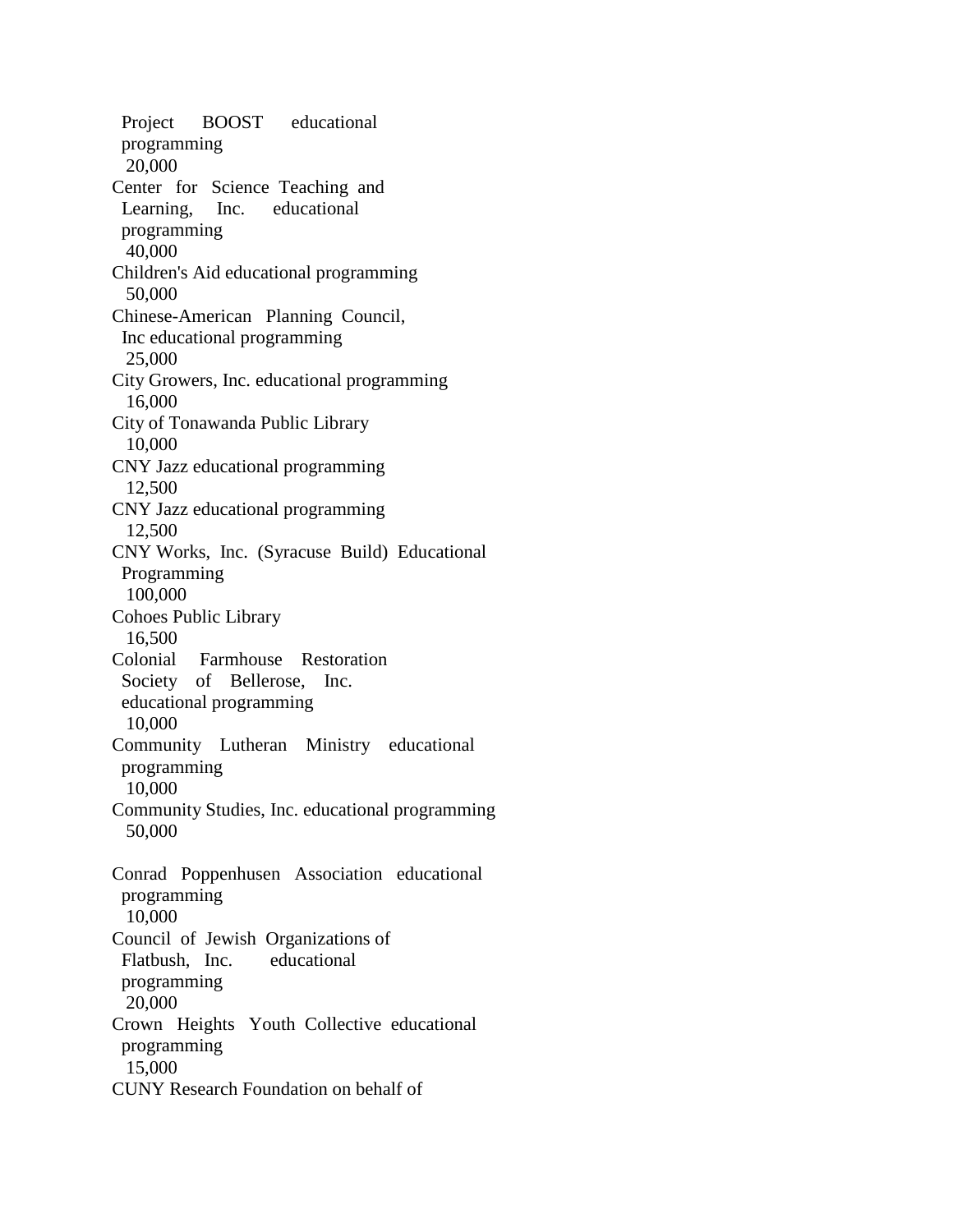Project BOOST educational programming
20,000

Center for Science Teaching and Learning, Inc. educational programming
40,000

Children's Aid educational programming
50,000

Chinese-American Planning Council, Inc educational programming
25,000

City Growers, Inc. educational programming
16,000

City of Tonawanda Public Library
10,000

CNY Jazz educational programming
12,500

CNY Jazz educational programming
12,500

CNY Works, Inc. (Syracuse Build) Educational Programming
100,000

Cohoes Public Library
16,500

Colonial Farmhouse Restoration Society of Bellerose, Inc. educational programming
10,000

Community Lutheran Ministry educational programming
10,000

Community Studies, Inc. educational programming
50,000

Conrad Poppenhusen Association educational programming
10,000

Council of Jewish Organizations of Flatbush, Inc. educational programming
20,000

Crown Heights Youth Collective educational programming
15,000

CUNY Research Foundation on behalf of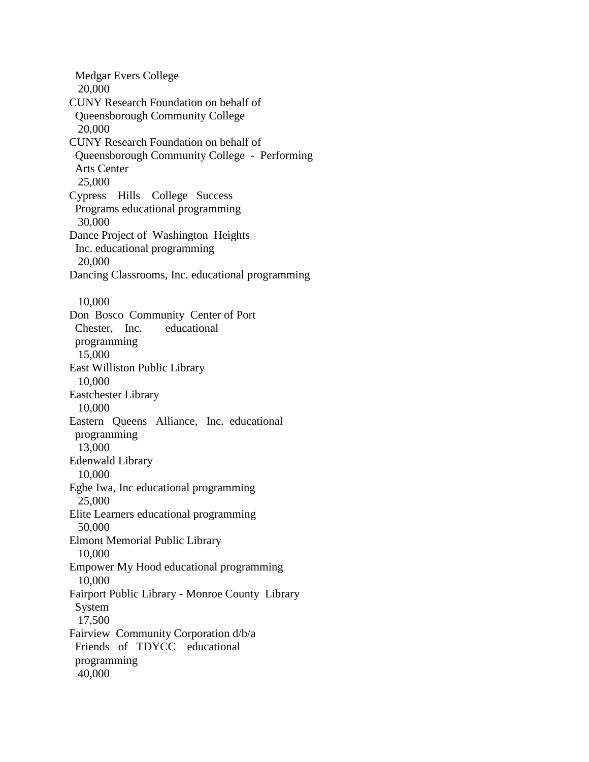Medgar Evers College
20,000
CUNY Research Foundation on behalf of
Queensborough Community College
20,000
CUNY Research Foundation on behalf of
Queensborough Community College - Performing
Arts Center
25,000
Cypress Hills College Success
Programs educational programming
30,000
Dance Project of Washington Heights
Inc. educational programming
20,000
Dancing Classrooms, Inc. educational programming

10,000
Don Bosco Community Center of Port
Chester, Inc. educational
programming
15,000
East Williston Public Library
10,000
Eastchester Library
10,000
Eastern Queens Alliance, Inc. educational
programming
13,000
Edenwald Library
10,000
Egbe Iwa, Inc educational programming
25,000
Elite Learners educational programming
50,000
Elmont Memorial Public Library
10,000
Empower My Hood educational programming
10,000
Fairport Public Library - Monroe County Library
System
17,500
Fairview Community Corporation d/b/a
Friends of TDYCC educational
programming
40,000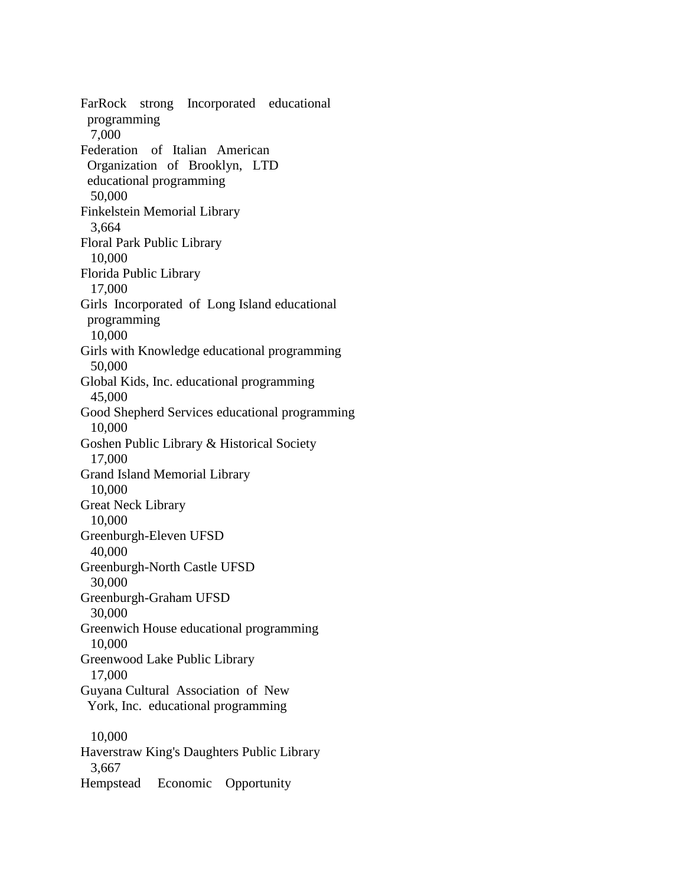FarRock strong Incorporated educational programming
7,000
Federation of Italian American Organization of Brooklyn, LTD educational programming
50,000
Finkelstein Memorial Library
3,664
Floral Park Public Library
10,000
Florida Public Library
17,000
Girls Incorporated of Long Island educational programming
10,000
Girls with Knowledge educational programming
50,000
Global Kids, Inc. educational programming
45,000
Good Shepherd Services educational programming
10,000
Goshen Public Library & Historical Society
17,000
Grand Island Memorial Library
10,000
Great Neck Library
10,000
Greenburgh-Eleven UFSD
40,000
Greenburgh-North Castle UFSD
30,000
Greenburgh-Graham UFSD
30,000
Greenwich House educational programming
10,000
Greenwood Lake Public Library
17,000
Guyana Cultural Association of New York, Inc. educational programming

10,000
Haverstraw King's Daughters Public Library
3,667
Hempstead Economic Opportunity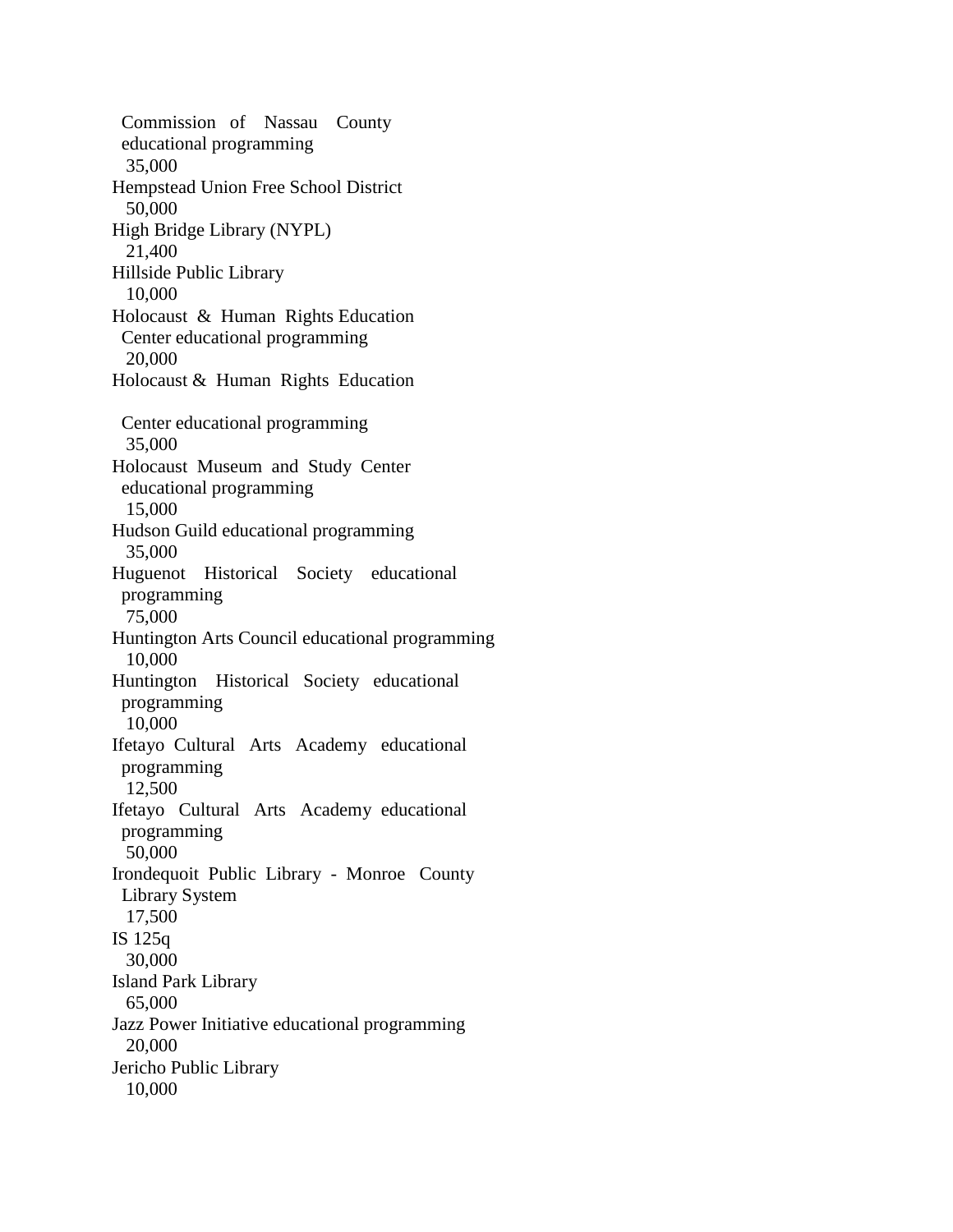Commission of Nassau County educational programming
35,000

Hempstead Union Free School District
50,000

High Bridge Library (NYPL)
21,400

Hillside Public Library
10,000

Holocaust & Human Rights Education Center educational programming
20,000

Holocaust & Human Rights Education Center educational programming
35,000

Holocaust Museum and Study Center educational programming
15,000

Hudson Guild educational programming
35,000

Huguenot Historical Society educational programming
75,000

Huntington Arts Council educational programming
10,000

Huntington Historical Society educational programming
10,000

Ifetayo Cultural Arts Academy educational programming
12,500

Ifetayo Cultural Arts Academy educational programming
50,000

Irondequoit Public Library - Monroe County Library System
17,500

IS 125q
30,000

Island Park Library
65,000

Jazz Power Initiative educational programming
20,000

Jericho Public Library
10,000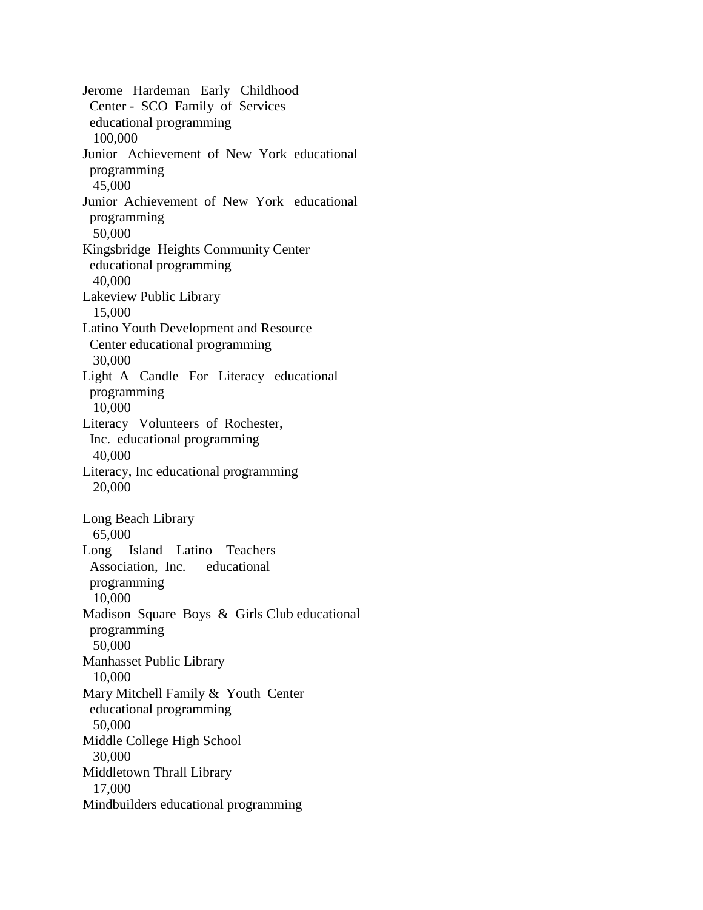| Recipient | Amount |
| --- | --- |
| Jerome Hardeman Early Childhood Center - SCO Family of Services educational programming | 100,000 |
| Junior Achievement of New York educational programming | 45,000 |
| Junior Achievement of New York educational programming | 50,000 |
| Kingsbridge Heights Community Center educational programming | 40,000 |
| Lakeview Public Library | 15,000 |
| Latino Youth Development and Resource Center educational programming | 30,000 |
| Light A Candle For Literacy educational programming | 10,000 |
| Literacy Volunteers of Rochester, Inc. educational programming | 40,000 |
| Literacy, Inc educational programming | 20,000 |
| Long Beach Library | 65,000 |
| Long Island Latino Teachers Association, Inc. educational programming | 10,000 |
| Madison Square Boys & Girls Club educational programming | 50,000 |
| Manhasset Public Library | 10,000 |
| Mary Mitchell Family & Youth Center educational programming | 50,000 |
| Middle College High School | 30,000 |
| Middletown Thrall Library | 17,000 |
| Mindbuilders educational programming | |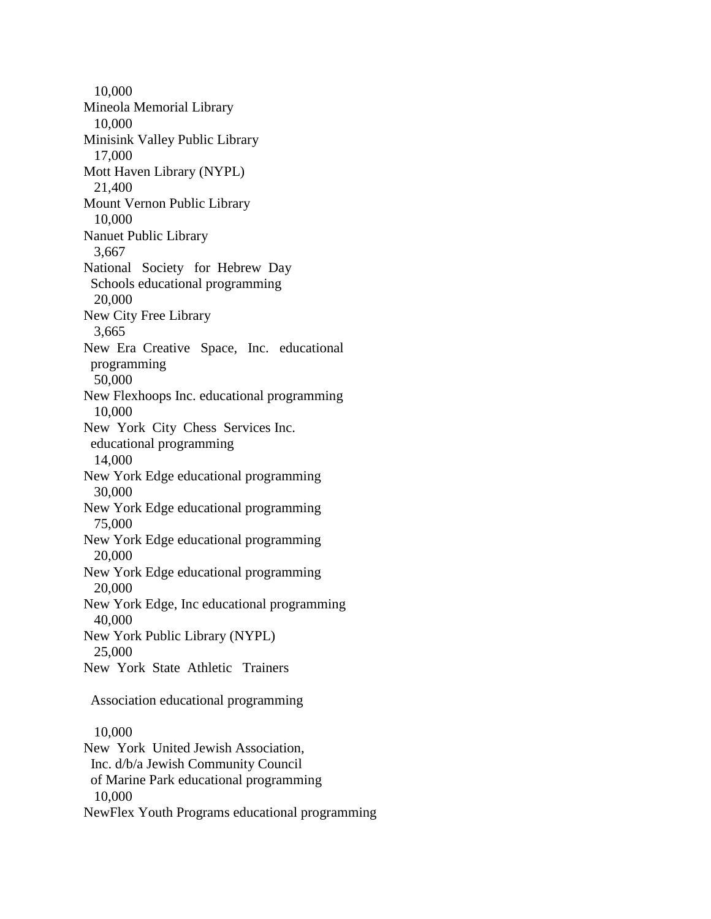10,000
Mineola Memorial Library
10,000
Minisink Valley Public Library
17,000
Mott Haven Library (NYPL)
21,400
Mount Vernon Public Library
10,000
Nanuet Public Library
3,667
National Society for Hebrew Day Schools educational programming
20,000
New City Free Library
3,665
New Era Creative Space, Inc. educational programming
50,000
New Flexhoops Inc. educational programming
10,000
New York City Chess Services Inc. educational programming
14,000
New York Edge educational programming
30,000
New York Edge educational programming
75,000
New York Edge educational programming
20,000
New York Edge educational programming
20,000
New York Edge, Inc educational programming
40,000
New York Public Library (NYPL)
25,000
New York State Athletic Trainers Association educational programming
10,000
New York United Jewish Association, Inc. d/b/a Jewish Community Council of Marine Park educational programming
10,000
NewFlex Youth Programs educational programming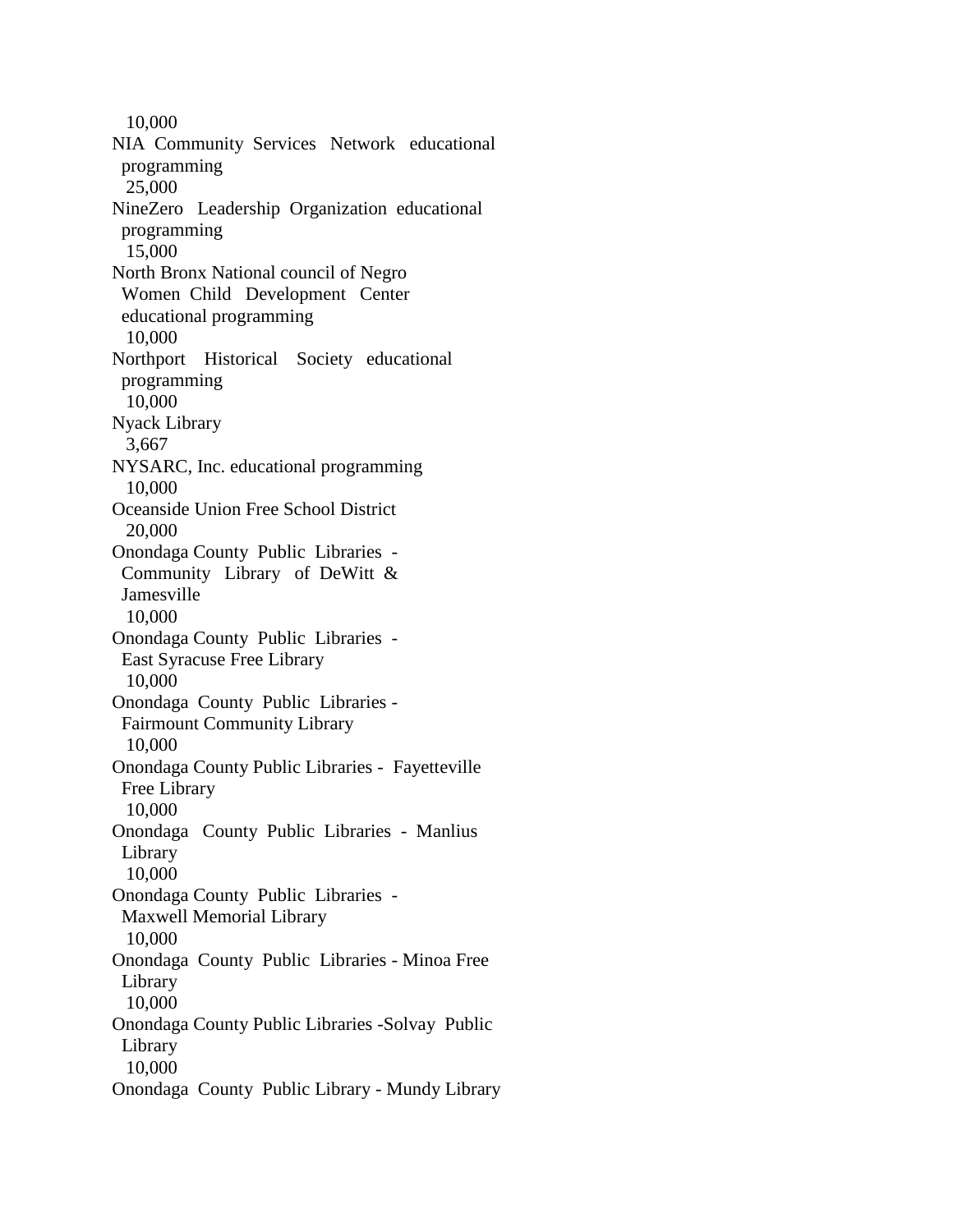10,000

NIA Community Services Network educational programming
25,000

NineZero Leadership Organization educational programming
15,000

North Bronx National council of Negro Women Child Development Center educational programming
10,000

Northport Historical Society educational programming
10,000

Nyack Library
3,667

NYSARC, Inc. educational programming
10,000

Oceanside Union Free School District
20,000

Onondaga County Public Libraries - Community Library of DeWitt & Jamesville
10,000

Onondaga County Public Libraries - East Syracuse Free Library
10,000

Onondaga County Public Libraries - Fairmount Community Library
10,000

Onondaga County Public Libraries - Fayetteville Free Library
10,000

Onondaga County Public Libraries - Manlius Library
10,000

Onondaga County Public Libraries - Maxwell Memorial Library
10,000

Onondaga County Public Libraries - Minoa Free Library
10,000

Onondaga County Public Libraries -Solvay Public Library
10,000

Onondaga County Public Library - Mundy Library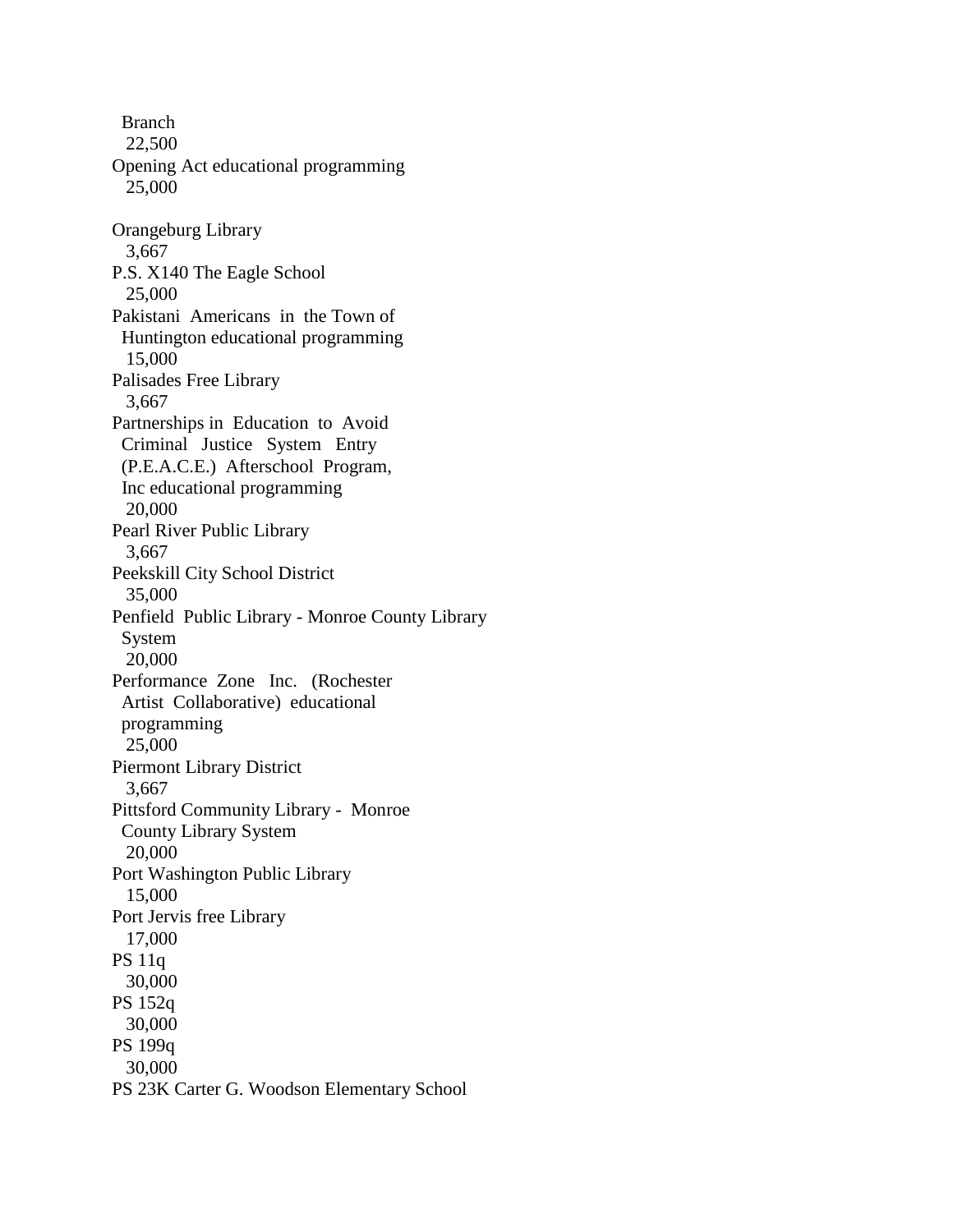Branch
22,500
Opening Act educational programming
25,000

Orangeburg Library
3,667
P.S. X140 The Eagle School
25,000
Pakistani Americans in the Town of Huntington educational programming
15,000
Palisades Free Library
3,667
Partnerships in Education to Avoid Criminal Justice System Entry (P.E.A.C.E.) Afterschool Program, Inc educational programming
20,000
Pearl River Public Library
3,667
Peekskill City School District
35,000
Penfield Public Library - Monroe County Library System
20,000
Performance Zone Inc. (Rochester Artist Collaborative) educational programming
25,000
Piermont Library District
3,667
Pittsford Community Library - Monroe County Library System
20,000
Port Washington Public Library
15,000
Port Jervis free Library
17,000
PS 11q
30,000
PS 152q
30,000
PS 199q
30,000
PS 23K Carter G. Woodson Elementary School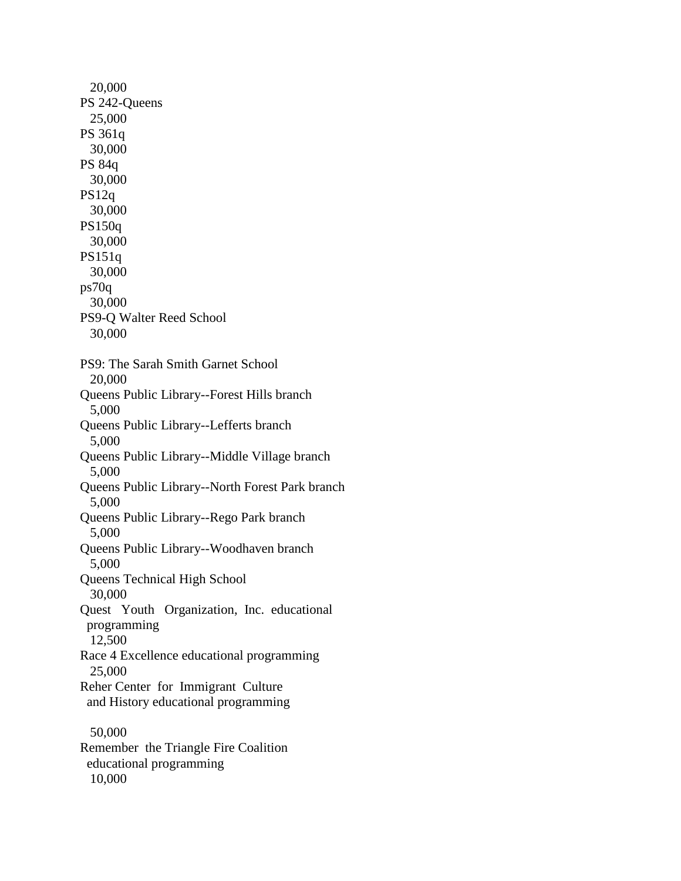20,000
PS 242-Queens
25,000
PS 361q
30,000
PS 84q
30,000
PS12q
30,000
PS150q
30,000
PS151q
30,000
ps70q
30,000
PS9-Q Walter Reed School
30,000

PS9: The Sarah Smith Garnet School
20,000
Queens Public Library--Forest Hills branch
5,000
Queens Public Library--Lefferts branch
5,000
Queens Public Library--Middle Village branch
5,000
Queens Public Library--North Forest Park branch
5,000
Queens Public Library--Rego Park branch
5,000
Queens Public Library--Woodhaven branch
5,000
Queens Technical High School
30,000
Quest Youth Organization, Inc. educational programming
12,500
Race 4 Excellence educational programming
25,000
Reher Center for Immigrant Culture and History educational programming

50,000
Remember the Triangle Fire Coalition educational programming
10,000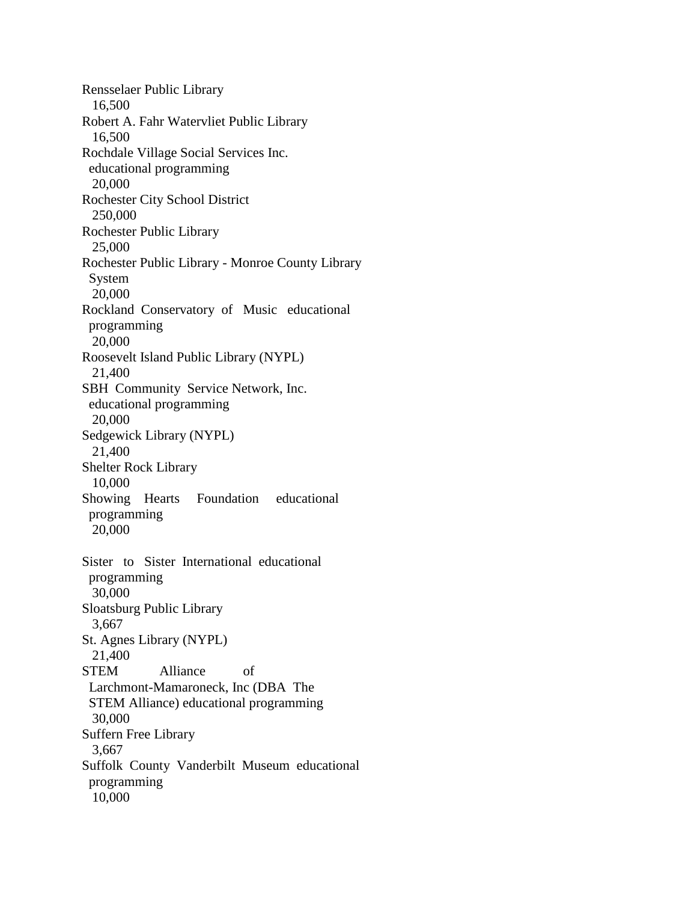Rensselaer Public Library
16,500
Robert A. Fahr Watervliet Public Library
16,500
Rochdale Village Social Services Inc. educational programming
20,000
Rochester City School District
250,000
Rochester Public Library
25,000
Rochester Public Library - Monroe County Library System
20,000
Rockland Conservatory of Music educational programming
20,000
Roosevelt Island Public Library (NYPL)
21,400
SBH Community Service Network, Inc. educational programming
20,000
Sedgewick Library (NYPL)
21,400
Shelter Rock Library
10,000
Showing Hearts Foundation educational programming
20,000

Sister to Sister International educational programming
30,000
Sloatsburg Public Library
3,667
St. Agnes Library (NYPL)
21,400
STEM Alliance of Larchmont-Mamaroneck, Inc (DBA The STEM Alliance) educational programming
30,000
Suffern Free Library
3,667
Suffolk County Vanderbilt Museum educational programming
10,000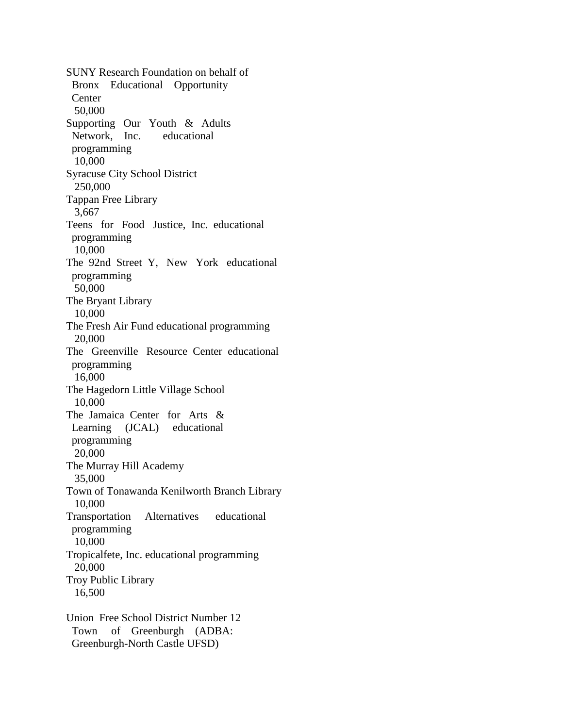SUNY Research Foundation on behalf of Bronx Educational Opportunity Center
50,000

Supporting Our Youth & Adults Network, Inc. educational programming
10,000

Syracuse City School District
250,000

Tappan Free Library
3,667

Teens for Food Justice, Inc. educational programming
10,000

The 92nd Street Y, New York educational programming
50,000

The Bryant Library
10,000

The Fresh Air Fund educational programming
20,000

The Greenville Resource Center educational programming
16,000

The Hagedorn Little Village School
10,000

The Jamaica Center for Arts & Learning (JCAL) educational programming
20,000

The Murray Hill Academy
35,000

Town of Tonawanda Kenilworth Branch Library
10,000

Transportation Alternatives educational programming
10,000

Tropicalfete, Inc. educational programming
20,000

Troy Public Library
16,500

Union Free School District Number 12 Town of Greenburgh (ADBA: Greenburgh-North Castle UFSD)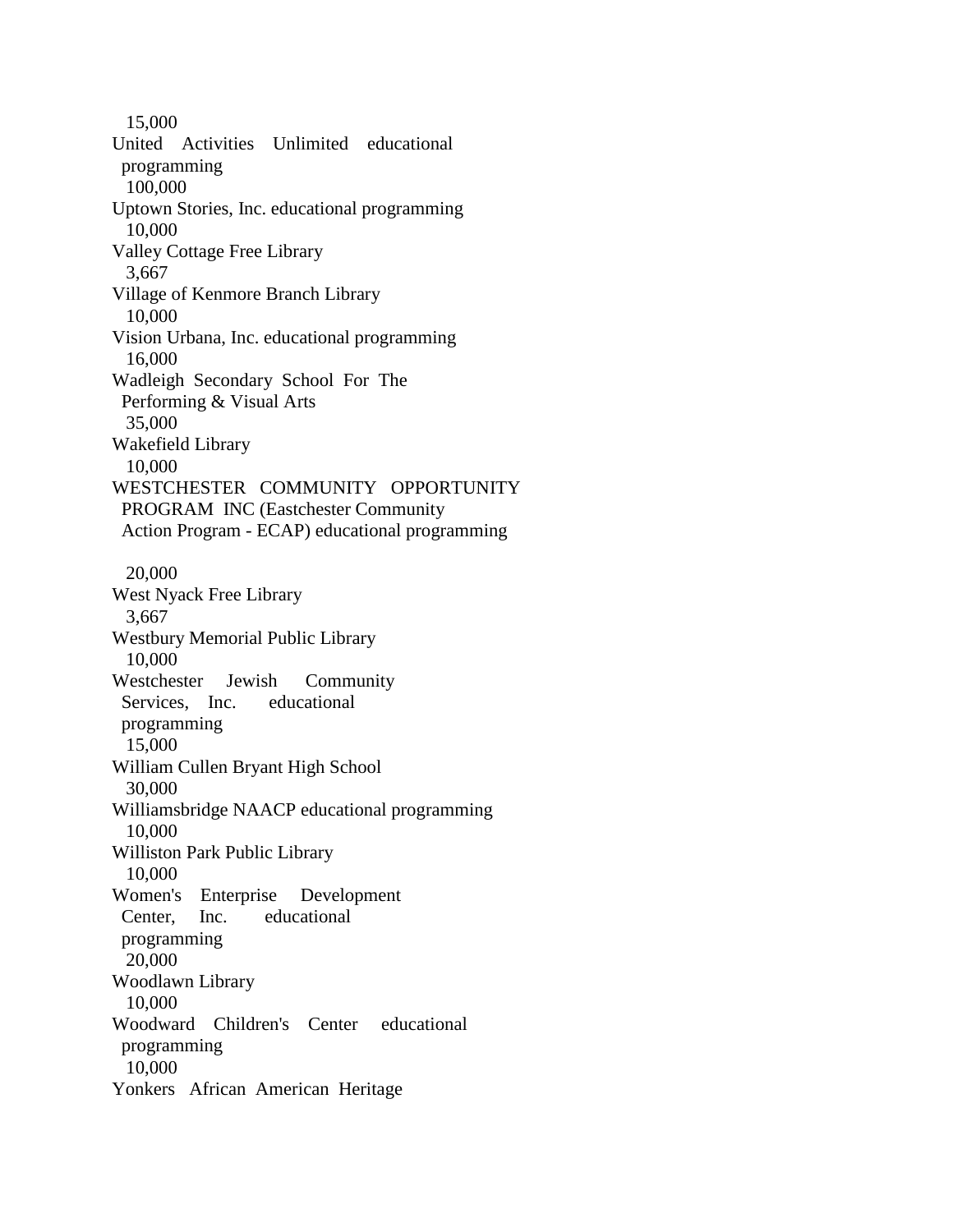15,000

United Activities Unlimited educational programming

100,000

Uptown Stories, Inc. educational programming

10,000

Valley Cottage Free Library

3,667

Village of Kenmore Branch Library

10,000

Vision Urbana, Inc. educational programming

16,000

Wadleigh Secondary School For The Performing & Visual Arts

35,000

Wakefield Library

10,000

WESTCHESTER COMMUNITY OPPORTUNITY PROGRAM INC (Eastchester Community Action Program - ECAP) educational programming

20,000

West Nyack Free Library

3,667

Westbury Memorial Public Library

10,000

Westchester Jewish Community Services, Inc. educational programming

15,000

William Cullen Bryant High School

30,000

Williamsbridge NAACP educational programming

10,000

Williston Park Public Library

10,000

Women's Enterprise Development Center, Inc. educational programming

20,000

Woodlawn Library

10,000

Woodward Children's Center educational programming

10,000

Yonkers African American Heritage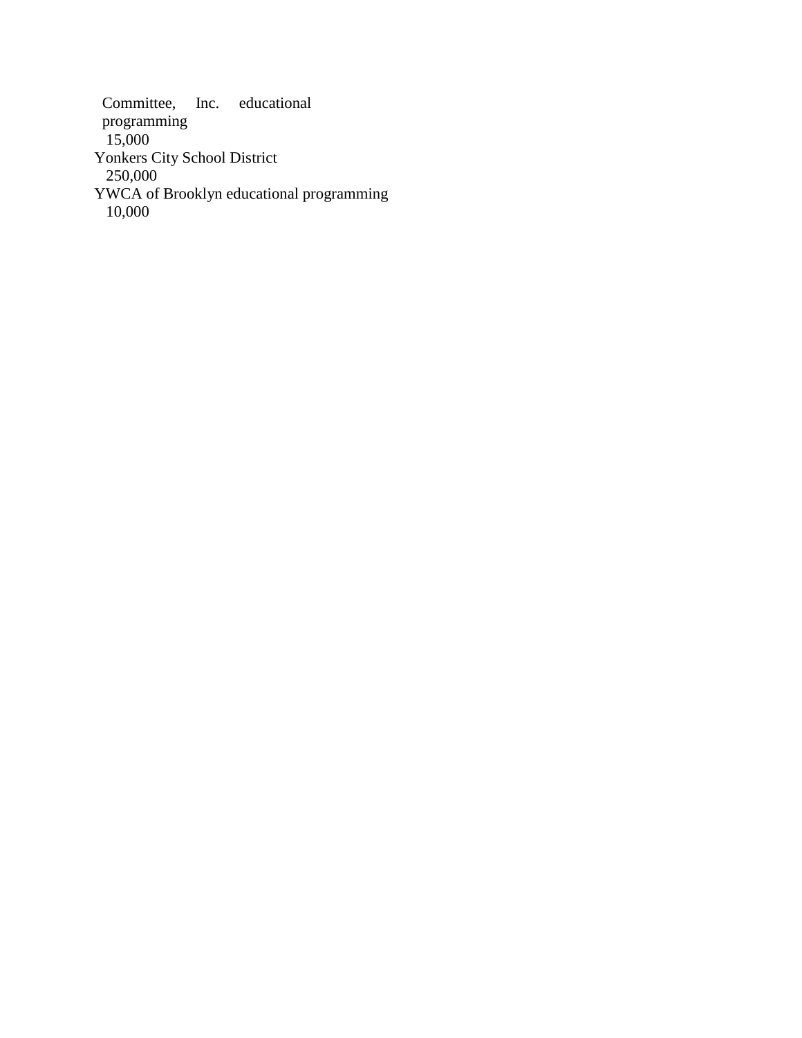Committee, Inc. educational programming
15,000

Yonkers City School District
250,000

YWCA of Brooklyn educational programming
10,000